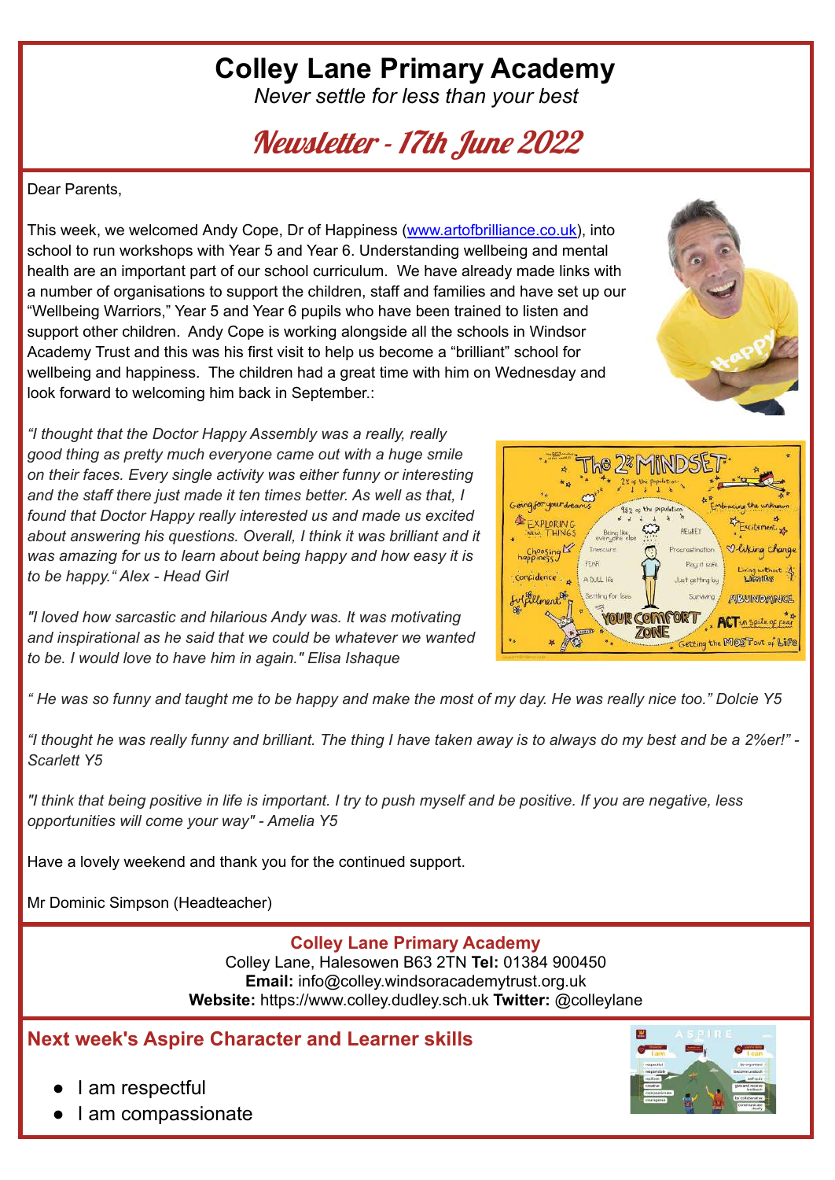# Colley Lane Primary Academy

*Never settle for less than your best*

## Newsletter - 17th June 2022

Dear Parents,

This week, we welcomed Andy Cope, Dr of Happiness (www.artofbrilliance.co.uk), into school to run workshops with Year 5 and Year 6. Understanding wellbeing and mental health are an important part of our school curriculum. We have already made links with a number of organisations to support the children, staff and families and have set up our "Wellbeing Warriors," Year 5 and Year 6 pupils who have been trained to listen and support other children. Andy Cope is working alongside all the schools in Windsor Academy Trust and this was his first visit to help us become a "brilliant" school for wellbeing and happiness. The children had a great time with him on Wednesday and look forward to welcoming him back in September.:

*"I thought that the Doctor Happy Assembly was a really, really good thing as pretty much everyone came out with a huge smile on their faces. Every single activity was either funny or interesting and the staff there just made it ten times better. As well as that, I found that Doctor Happy really interested us and made us excited about answering his questions. Overall, I think it was brilliant and it was amazing for us to learn about being happy and how easy it is to be happy." Alex - Head Girl*

*"I loved how sarcastic and hilarious Andy was. It was motivating and inspirational as he said that we could be whatever we wanted to be. I would love to have him in again." Elisa Ishaque*

*" He was so funny and taught me to be happy and make the most of my day. He was really nice too." Dolcie Y5*

*"I thought he was really funny and brilliant. The thing I have taken away is to always do my best and be a 2%er!" - Scarlett Y5*

*"I think that being positive in life is important. I try to push myself and be positive. If you are negative, less opportunities will come your way" - Amelia Y5*

Have a lovely weekend and thank you for the continued support.

Mr Dominic Simpson (Headteacher)

**Colley Lane Primary Academy**
Colley Lane, Halesowen B63 2TN **Tel:** 01384 900450
**Email:** info@colley.windsoracademytrust.org.uk
**Website:** https://www.colley.dudley.sch.uk **Twitter:** @colleylane

## Next week's Aspire Character and Learner skills

- I am respectful
- I am compassionate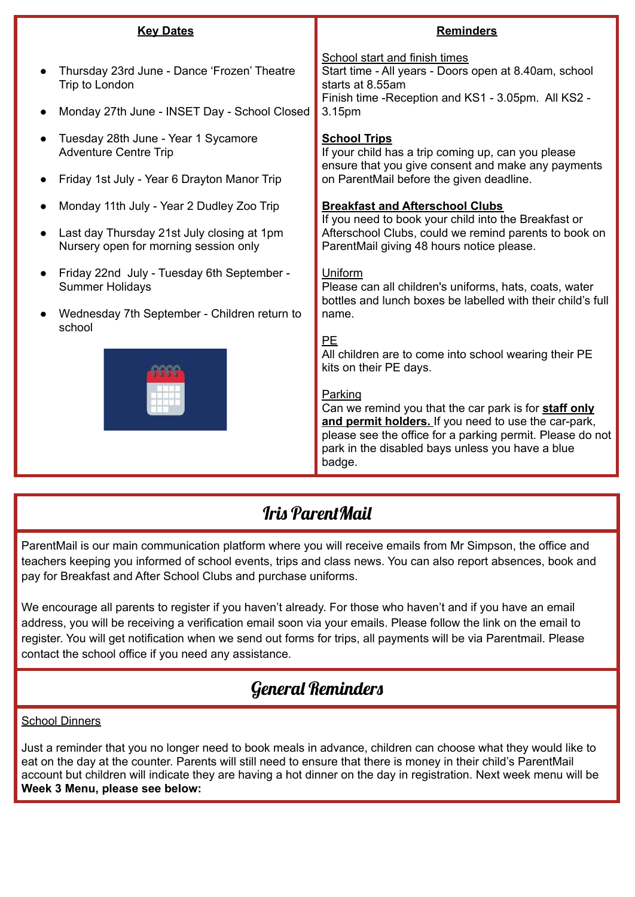## Key Dates

- Thursday 23rd June - Dance 'Frozen' Theatre Trip to London
- Monday 27th June - INSET Day - School Closed
- Tuesday 28th June - Year 1 Sycamore Adventure Centre Trip
- Friday 1st July - Year 6 Drayton Manor Trip
- Monday 11th July - Year 2 Dudley Zoo Trip
- Last day Thursday 21st July closing at 1pm Nursery open for morning session only
- Friday 22nd July - Tuesday 6th September - Summer Holidays
- Wednesday 7th September - Children return to school

## Reminders

School start and finish times
Start time - All years - Doors open at 8.40am, school starts at 8.55am
Finish time -Reception and KS1 - 3.05pm. All KS2 - 3.15pm

**School Trips**
If your child has a trip coming up, can you please ensure that you give consent and make any payments on ParentMail before the given deadline.

**Breakfast and Afterschool Clubs**
If you need to book your child into the Breakfast or Afterschool Clubs, could we remind parents to book on ParentMail giving 48 hours notice please.

Uniform
Please can all children's uniforms, hats, coats, water bottles and lunch boxes be labelled with their child's full name.

PE
All children are to come into school wearing their PE kits on their PE days.

Parking
Can we remind you that the car park is for **staff only and permit holders.** If you need to use the car-park, please see the office for a parking permit. Please do not park in the disabled bays unless you have a blue badge.

## Iris ParentMail

ParentMail is our main communication platform where you will receive emails from Mr Simpson, the office and teachers keeping you informed of school events, trips and class news. You can also report absences, book and pay for Breakfast and After School Clubs and purchase uniforms.

We encourage all parents to register if you haven't already. For those who haven't and if you have an email address, you will be receiving a verification email soon via your emails. Please follow the link on the email to register. You will get notification when we send out forms for trips, all payments will be via Parentmail. Please contact the school office if you need any assistance.

## General Reminders

School Dinners

Just a reminder that you no longer need to book meals in advance, children can choose what they would like to eat on the day at the counter. Parents will still need to ensure that there is money in their child's ParentMail account but children will indicate they are having a hot dinner on the day in registration. Next week menu will be **Week 3 Menu, please see below:**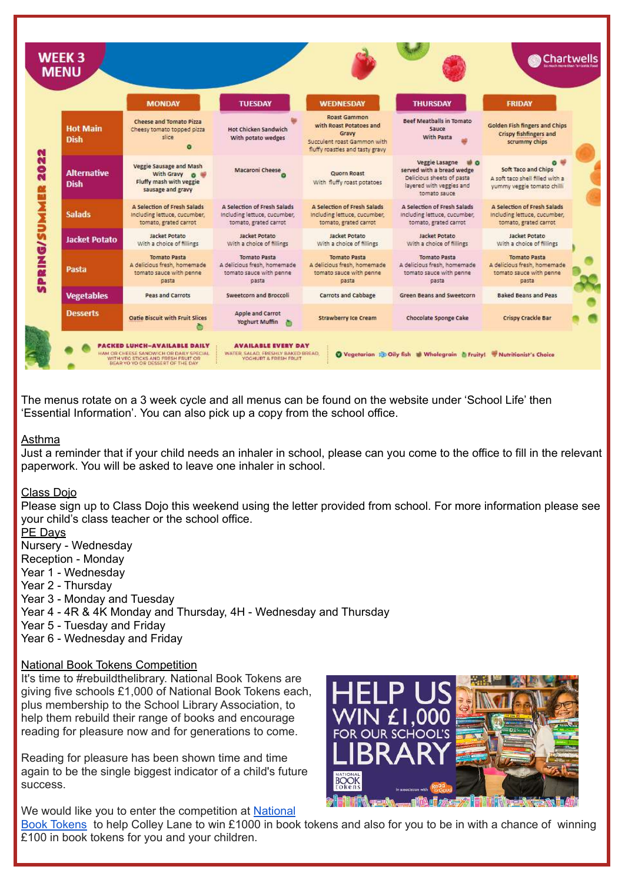# WEEK 3 MENU

Chartwells

SPRING/SUMMER 2022

| | MONDAY | TUESDAY | WEDNESDAY | THURSDAY | FRIDAY |
|---|---|---|---|---|---|
| Hot Main Dish | Cheese and Tomato Pizza Cheesy tomato topped pizza slice | Hot Chicken Sandwich With potato wedges | Roast Gammon with Roast Potatoes and Gravy Succulent roast Gammon with fluffy roasties and tasty gravy | Beef Meatballs in Tomato Sauce With Pasta | Golden Fish fingers and Chips Crispy fishfingers and scrummy chips |
| Alternative Dish | Veggie Sausage and Mash With Gravy Fluffy mash with veggie sausage and gravy | Macaroni Cheese | Quorn Roast With fluffy roast potatoes | Veggie Lasagne served with a bread wedge Delicious sheets of pasta layered with veggies and tomato sauce | Soft Taco and Chips A soft taco shell filled with a yummy veggie tomato chilli |
| Salads | A Selection of Fresh Salads including lettuce, cucumber, tomato, grated carrot | A Selection of Fresh Salads including lettuce, cucumber, tomato, grated carrot | A Selection of Fresh Salads including lettuce, cucumber, tomato, grated carrot | A Selection of Fresh Salads including lettuce, cucumber, tomato, grated carrot | A Selection of Fresh Salads including lettuce, cucumber, tomato, grated carrot |
| Jacket Potato | Jacket Potato With a choice of fillings | Jacket Potato With a choice of fillings | Jacket Potato With a choice of fillings | Jacket Potato With a choice of fillings | Jacket Potato With a choice of fillings |
| Pasta | Tomato Pasta A delicious fresh, homemade tomato sauce with penne pasta | Tomato Pasta A delicious fresh, homemade tomato sauce with penne pasta | Tomato Pasta A delicious fresh, homemade tomato sauce with penne pasta | Tomato Pasta A delicious fresh, homemade tomato sauce with penne pasta | Tomato Pasta A delicious fresh, homemade tomato sauce with penne pasta |
| Vegetables | Peas and Carrots | Sweetcorn and Broccoli | Carrots and Cabbage | Green Beans and Sweetcorn | Baked Beans and Peas |
| Desserts | Oatie Biscuit with Fruit Slices | Apple and Carrot Yoghurt Muffin | Strawberry Ice Cream | Chocolate Sponge Cake | Crispy Crackle Bar |

**PACKED LUNCH–AVAILABLE DAILY** HAM OR CHEESE SANDWICH OR DAILY SPECIAL WITH VEG STICKS AND FRESH FRUIT OR BEAR YO YO OR DESSERT OF THE DAY

**AVAILABLE EVERY DAY** WATER, SALAD, FRESHLY BAKED BREAD, YOGHURT & FRESH FRUIT

Vegetarian | Oily fish | Wholegrain | Fruity! | Nutritionist's Choice

The menus rotate on a 3 week cycle and all menus can be found on the website under 'School Life' then 'Essential Information'. You can also pick up a copy from the school office.

## Asthma

Just a reminder that if your child needs an inhaler in school, please can you come to the office to fill in the relevant paperwork. You will be asked to leave one inhaler in school.

## Class Dojo

Please sign up to Class Dojo this weekend using the letter provided from school. For more information please see your child's class teacher or the school office.

## PE Days

Nursery - Wednesday
Reception - Monday
Year 1 - Wednesday
Year 2 - Thursday
Year 3 - Monday and Tuesday
Year 4 - 4R & 4K Monday and Thursday, 4H - Wednesday and Thursday
Year 5 - Tuesday and Friday
Year 6 - Wednesday and Friday

## National Book Tokens Competition

It's time to #rebuildthelibrary. National Book Tokens are giving five schools £1,000 of National Book Tokens each, plus membership to the School Library Association, to help them rebuild their range of books and encourage reading for pleasure now and for generations to come.

Reading for pleasure has been shown time and time again to be the single biggest indicator of a child's future success.

HELP US WIN £1,000 FOR OUR SCHOOL'S LIBRARY

NATIONAL BOOK tokens — In association with Read for Good

We would like you to enter the competition at National Book Tokens to help Colley Lane to win £1000 in book tokens and also for you to be in with a chance of winning £100 in book tokens for you and your children.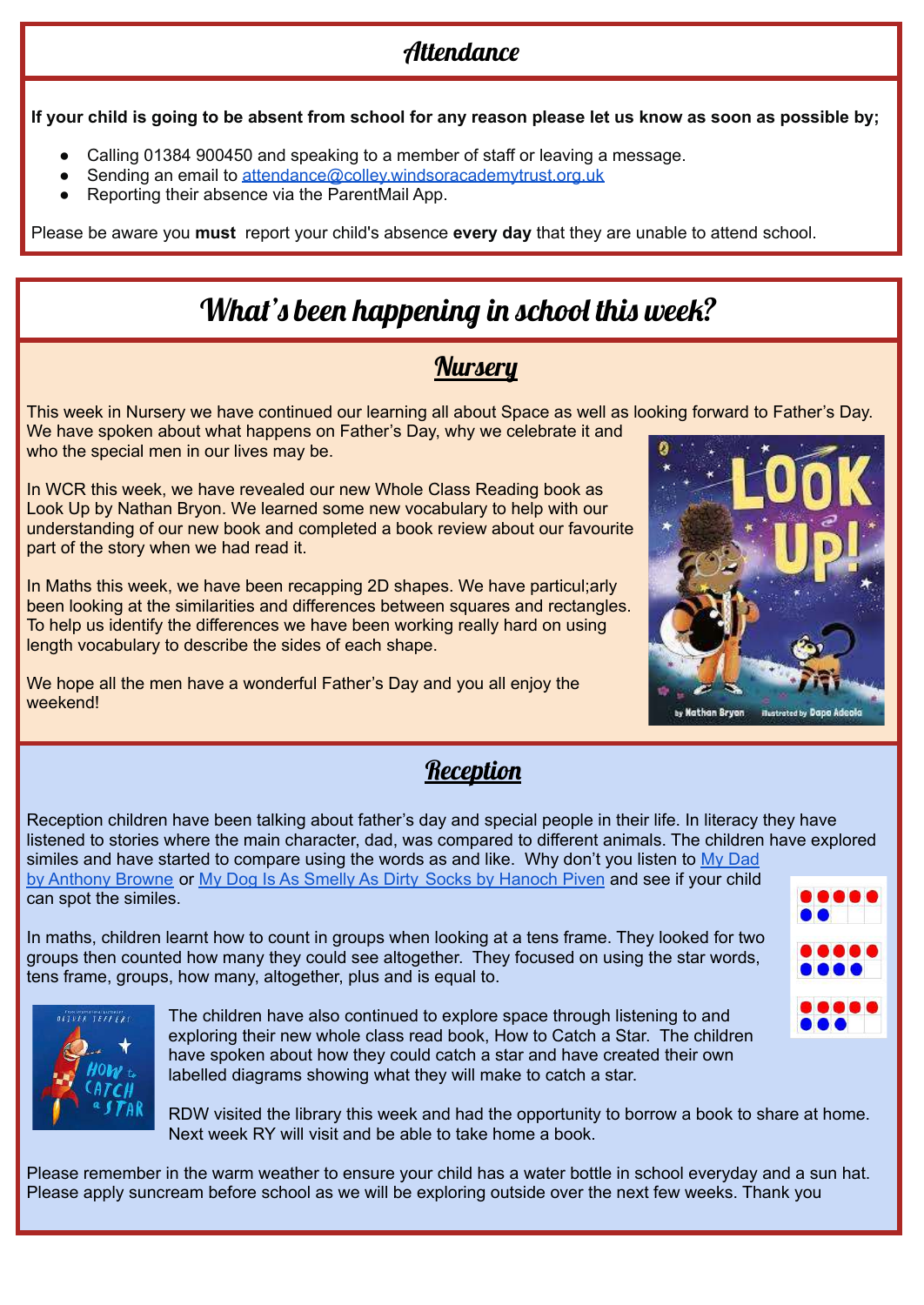## Attendance

**If your child is going to be absent from school for any reason please let us know as soon as possible by;**

- Calling 01384 900450 and speaking to a member of staff or leaving a message.
- Sending an email to attendance@colley.windsoracademytrust.org.uk
- Reporting their absence via the ParentMail App.

Please be aware you **must** report your child's absence **every day** that they are unable to attend school.

# What's been happening in school this week?

## Nursery

This week in Nursery we have continued our learning all about Space as well as looking forward to Father's Day. We have spoken about what happens on Father's Day, why we celebrate it and who the special men in our lives may be.

In WCR this week, we have revealed our new Whole Class Reading book as Look Up by Nathan Bryon. We learned some new vocabulary to help with our understanding of our new book and completed a book review about our favourite part of the story when we had read it.

In Maths this week, we have been recapping 2D shapes. We have particul;arly been looking at the similarities and differences between squares and rectangles. To help us identify the differences we have been working really hard on using length vocabulary to describe the sides of each shape.

We hope all the men have a wonderful Father's Day and you all enjoy the weekend!

## Reception

Reception children have been talking about father's day and special people in their life. In literacy they have listened to stories where the main character, dad, was compared to different animals. The children have explored similes and have started to compare using the words as and like. Why don't you listen to My Dad by Anthony Browne or My Dog Is As Smelly As Dirty Socks by Hanoch Piven and see if your child can spot the similes.

In maths, children learnt how to count in groups when looking at a tens frame. They looked for two groups then counted how many they could see altogether. They focused on using the star words, tens frame, groups, how many, altogether, plus and is equal to.

The children have also continued to explore space through listening to and exploring their new whole class read book, How to Catch a Star. The children have spoken about how they could catch a star and have created their own labelled diagrams showing what they will make to catch a star.

RDW visited the library this week and had the opportunity to borrow a book to share at home. Next week RY will visit and be able to take home a book.

Please remember in the warm weather to ensure your child has a water bottle in school everyday and a sun hat. Please apply suncream before school as we will be exploring outside over the next few weeks. Thank you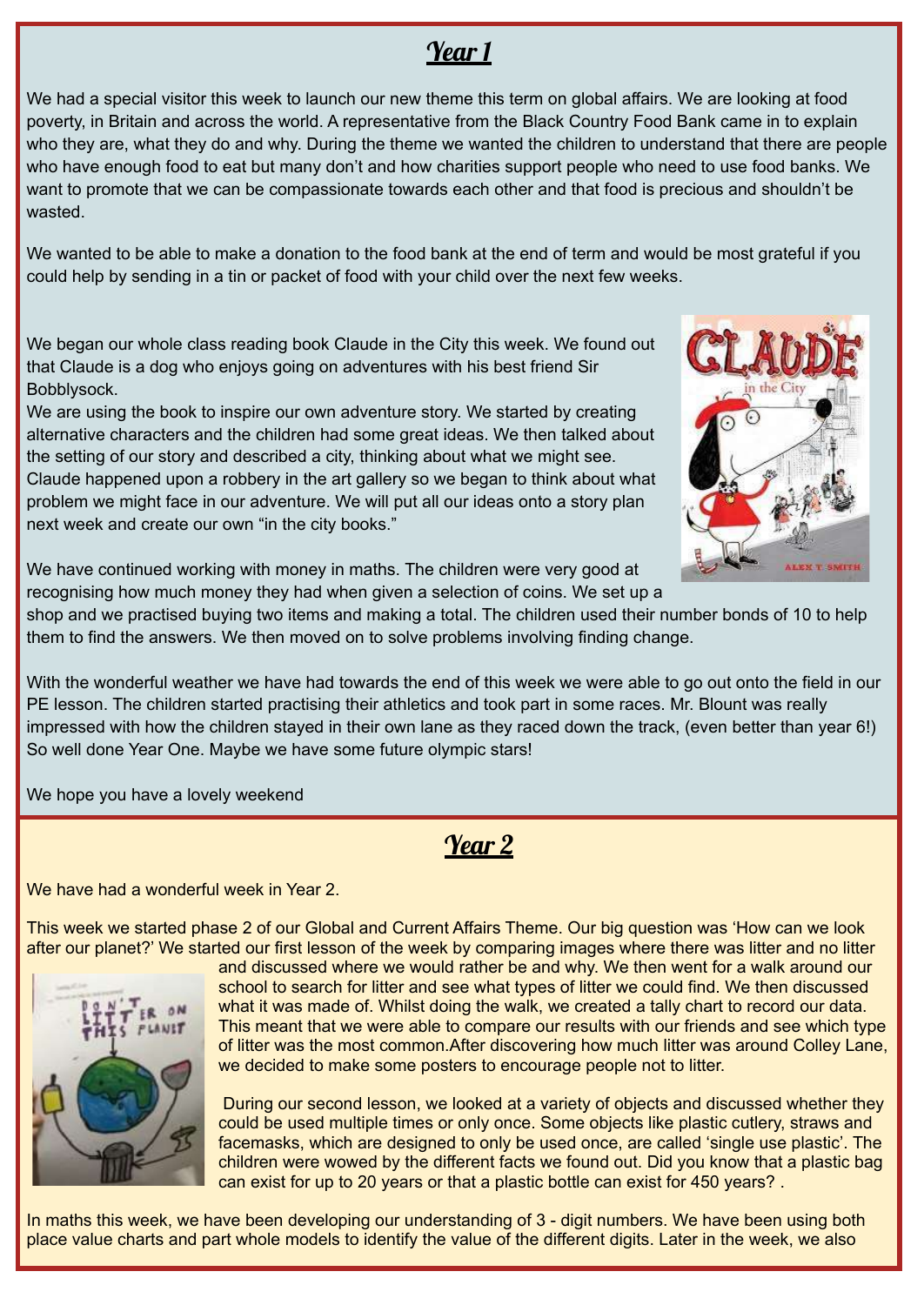## Year 1

We had a special visitor this week to launch our new theme this term on global affairs. We are looking at food poverty, in Britain and across the world. A representative from the Black Country Food Bank came in to explain who they are, what they do and why. During the theme we wanted the children to understand that there are people who have enough food to eat but many don't and how charities support people who need to use food banks. We want to promote that we can be compassionate towards each other and that food is precious and shouldn't be wasted.

We wanted to be able to make a donation to the food bank at the end of term and would be most grateful if you could help by sending in a tin or packet of food with your child over the next few weeks.

We began our whole class reading book Claude in the City this week. We found out that Claude is a dog who enjoys going on adventures with his best friend Sir Bobblysock.
We are using the book to inspire our own adventure story. We started by creating alternative characters and the children had some great ideas. We then talked about the setting of our story and described a city, thinking about what we might see. Claude happened upon a robbery in the art gallery so we began to think about what problem we might face in our adventure. We will put all our ideas onto a story plan next week and create our own "in the city books."

We have continued working with money in maths. The children were very good at recognising how much money they had when given a selection of coins. We set up a shop and we practised buying two items and making a total. The children used their number bonds of 10 to help them to find the answers. We then moved on to solve problems involving finding change.

With the wonderful weather we have had towards the end of this week we were able to go out onto the field in our PE lesson. The children started practising their athletics and took part in some races. Mr. Blount was really impressed with how the children stayed in their own lane as they raced down the track, (even better than year 6!) So well done Year One. Maybe we have some future olympic stars!

We hope you have a lovely weekend

## Year 2

We have had a wonderful week in Year 2.

This week we started phase 2 of our Global and Current Affairs Theme. Our big question was 'How can we look after our planet?' We started our first lesson of the week by comparing images where there was litter and no litter and discussed where we would rather be and why. We then went for a walk around our school to search for litter and see what types of litter we could find. We then discussed what it was made of. Whilst doing the walk, we created a tally chart to record our data. This meant that we were able to compare our results with our friends and see which type of litter was the most common.After discovering how much litter was around Colley Lane, we decided to make some posters to encourage people not to litter.

During our second lesson, we looked at a variety of objects and discussed whether they could be used multiple times or only once. Some objects like plastic cutlery, straws and facemasks, which are designed to only be used once, are called 'single use plastic'. The children were wowed by the different facts we found out. Did you know that a plastic bag can exist for up to 20 years or that a plastic bottle can exist for 450 years? .

In maths this week, we have been developing our understanding of 3 - digit numbers. We have been using both place value charts and part whole models to identify the value of the different digits. Later in the week, we also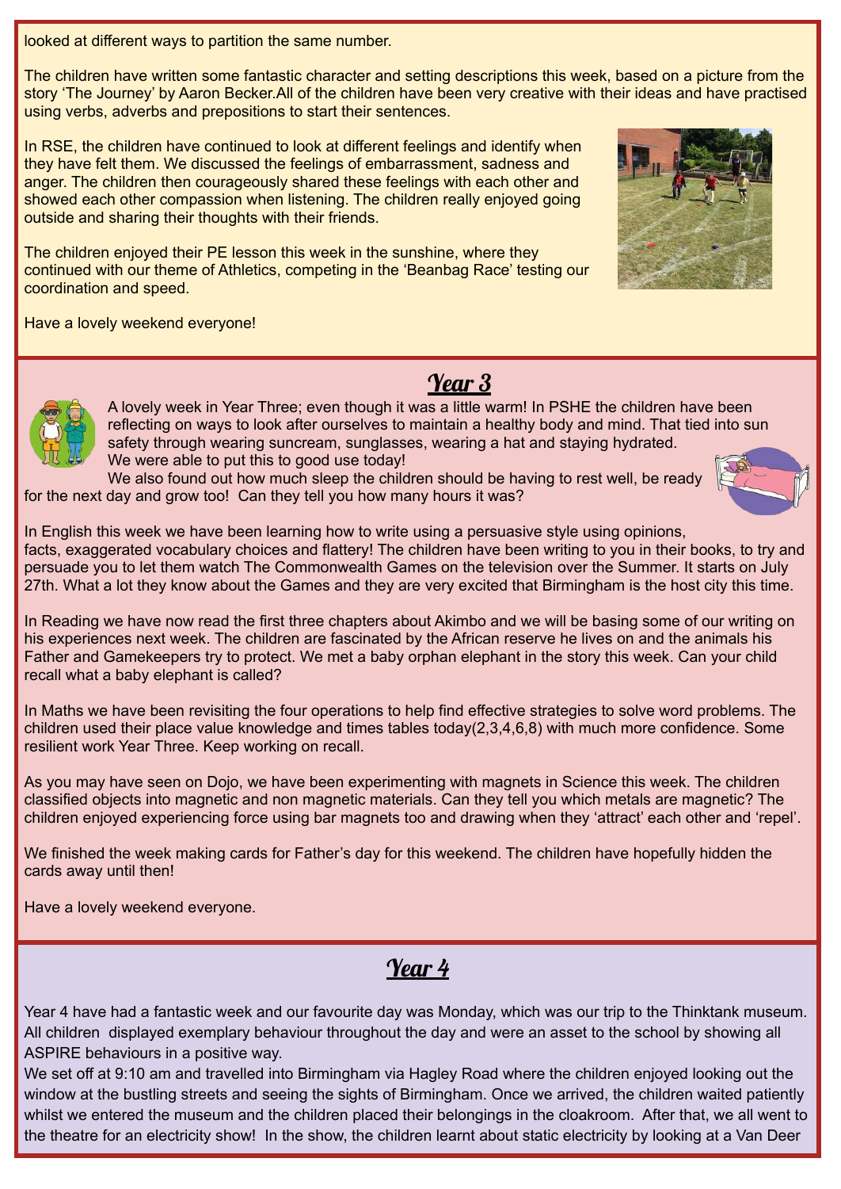looked at different ways to partition the same number.

The children have written some fantastic character and setting descriptions this week, based on a picture from the story 'The Journey' by Aaron Becker.All of the children have been very creative with their ideas and have practised using verbs, adverbs and prepositions to start their sentences.

In RSE, the children have continued to look at different feelings and identify when they have felt them. We discussed the feelings of embarrassment, sadness and anger. The children then courageously shared these feelings with each other and showed each other compassion when listening. The children really enjoyed going outside and sharing their thoughts with their friends.

The children enjoyed their PE lesson this week in the sunshine, where they continued with our theme of Athletics, competing in the 'Beanbag Race' testing our coordination and speed.

Have a lovely weekend everyone!

## Year 3

A lovely week in Year Three; even though it was a little warm! In PSHE the children have been reflecting on ways to look after ourselves to maintain a healthy body and mind. That tied into sun safety through wearing suncream, sunglasses, wearing a hat and staying hydrated. We were able to put this to good use today!

We also found out how much sleep the children should be having to rest well, be ready for the next day and grow too! Can they tell you how many hours it was?

In English this week we have been learning how to write using a persuasive style using opinions, facts, exaggerated vocabulary choices and flattery! The children have been writing to you in their books, to try and persuade you to let them watch The Commonwealth Games on the television over the Summer. It starts on July 27th. What a lot they know about the Games and they are very excited that Birmingham is the host city this time.

In Reading we have now read the first three chapters about Akimbo and we will be basing some of our writing on his experiences next week. The children are fascinated by the African reserve he lives on and the animals his Father and Gamekeepers try to protect. We met a baby orphan elephant in the story this week. Can your child recall what a baby elephant is called?

In Maths we have been revisiting the four operations to help find effective strategies to solve word problems. The children used their place value knowledge and times tables today(2,3,4,6,8) with much more confidence. Some resilient work Year Three. Keep working on recall.

As you may have seen on Dojo, we have been experimenting with magnets in Science this week. The children classified objects into magnetic and non magnetic materials. Can they tell you which metals are magnetic? The children enjoyed experiencing force using bar magnets too and drawing when they 'attract' each other and 'repel'.

We finished the week making cards for Father's day for this weekend. The children have hopefully hidden the cards away until then!

Have a lovely weekend everyone.

## Year 4

Year 4 have had a fantastic week and our favourite day was Monday, which was our trip to the Thinktank museum. All children displayed exemplary behaviour throughout the day and were an asset to the school by showing all ASPIRE behaviours in a positive way.

We set off at 9:10 am and travelled into Birmingham via Hagley Road where the children enjoyed looking out the window at the bustling streets and seeing the sights of Birmingham. Once we arrived, the children waited patiently whilst we entered the museum and the children placed their belongings in the cloakroom. After that, we all went to the theatre for an electricity show! In the show, the children learnt about static electricity by looking at a Van Deer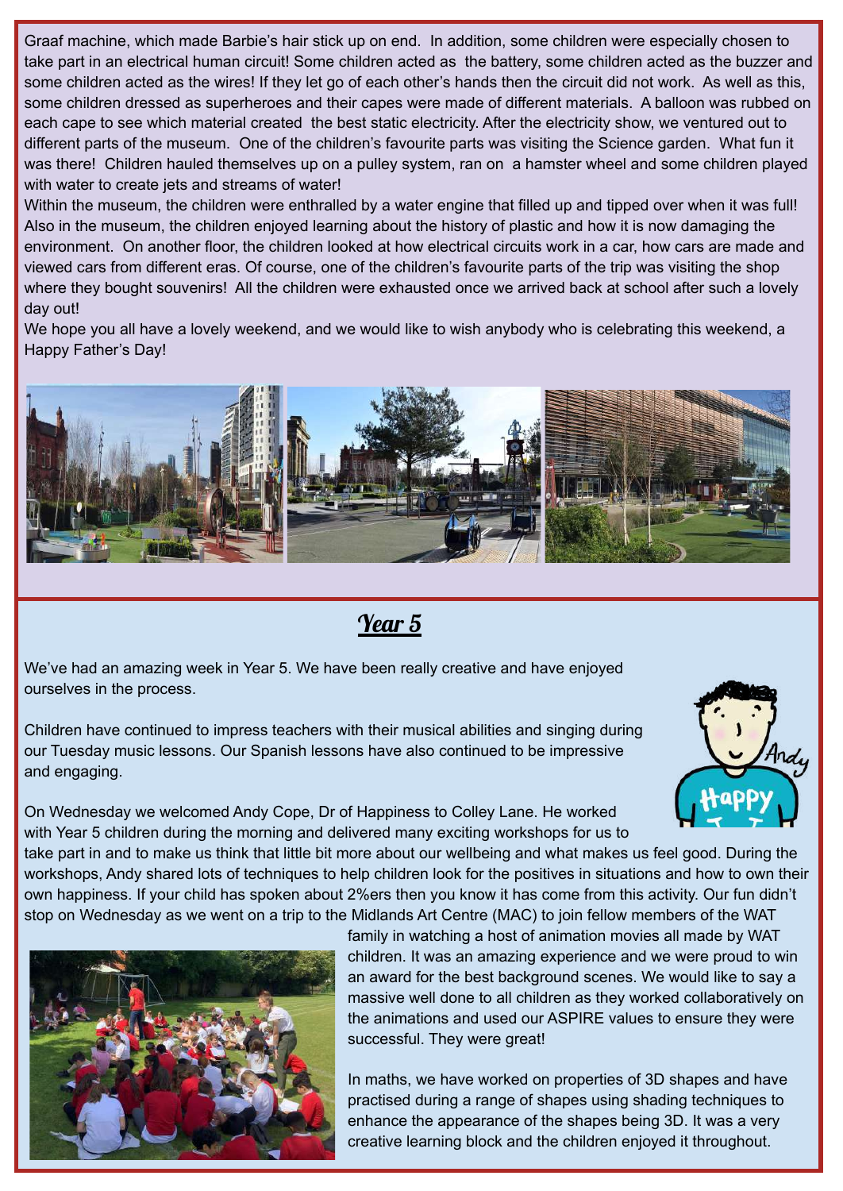Graaf machine, which made Barbie's hair stick up on end. In addition, some children were especially chosen to take part in an electrical human circuit! Some children acted as the battery, some children acted as the buzzer and some children acted as the wires! If they let go of each other's hands then the circuit did not work. As well as this, some children dressed as superheroes and their capes were made of different materials. A balloon was rubbed on each cape to see which material created the best static electricity. After the electricity show, we ventured out to different parts of the museum. One of the children's favourite parts was visiting the Science garden. What fun it was there! Children hauled themselves up on a pulley system, ran on a hamster wheel and some children played with water to create jets and streams of water!

Within the museum, the children were enthralled by a water engine that filled up and tipped over when it was full! Also in the museum, the children enjoyed learning about the history of plastic and how it is now damaging the environment. On another floor, the children looked at how electrical circuits work in a car, how cars are made and viewed cars from different eras. Of course, one of the children's favourite parts of the trip was visiting the shop where they bought souvenirs! All the children were exhausted once we arrived back at school after such a lovely day out!

We hope you all have a lovely weekend, and we would like to wish anybody who is celebrating this weekend, a Happy Father's Day!

## *Year 5*

We've had an amazing week in Year 5. We have been really creative and have enjoyed ourselves in the process.

Children have continued to impress teachers with their musical abilities and singing during our Tuesday music lessons. Our Spanish lessons have also continued to be impressive and engaging.

On Wednesday we welcomed Andy Cope, Dr of Happiness to Colley Lane. He worked with Year 5 children during the morning and delivered many exciting workshops for us to take part in and to make us think that little bit more about our wellbeing and what makes us feel good. During the workshops, Andy shared lots of techniques to help children look for the positives in situations and how to own their own happiness. If your child has spoken about 2%ers then you know it has come from this activity. Our fun didn't stop on Wednesday as we went on a trip to the Midlands Art Centre (MAC) to join fellow members of the WAT family in watching a host of animation movies all made by WAT children. It was an amazing experience and we were proud to win an award for the best background scenes. We would like to say a massive well done to all children as they worked collaboratively on the animations and used our ASPIRE values to ensure they were successful. They were great!

In maths, we have worked on properties of 3D shapes and have practised during a range of shapes using shading techniques to enhance the appearance of the shapes being 3D. It was a very creative learning block and the children enjoyed it throughout.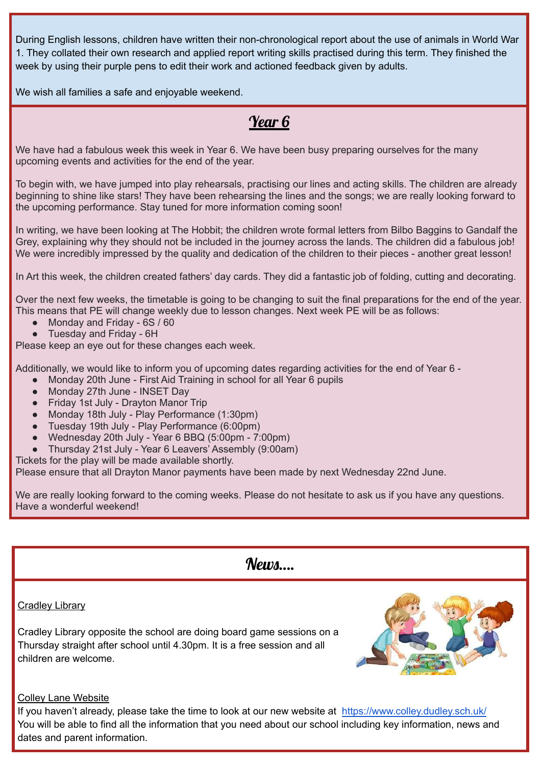During English lessons, children have written their non-chronological report about the use of animals in World War 1. They collated their own research and applied report writing skills practised during this term. They finished the week by using their purple pens to edit their work and actioned feedback given by adults.

We wish all families a safe and enjoyable weekend.

## Year 6

We have had a fabulous week this week in Year 6. We have been busy preparing ourselves for the many upcoming events and activities for the end of the year.

To begin with, we have jumped into play rehearsals, practising our lines and acting skills. The children are already beginning to shine like stars! They have been rehearsing the lines and the songs; we are really looking forward to the upcoming performance. Stay tuned for more information coming soon!

In writing, we have been looking at The Hobbit; the children wrote formal letters from Bilbo Baggins to Gandalf the Grey, explaining why they should not be included in the journey across the lands. The children did a fabulous job! We were incredibly impressed by the quality and dedication of the children to their pieces - another great lesson!

In Art this week, the children created fathers' day cards. They did a fantastic job of folding, cutting and decorating.

Over the next few weeks, the timetable is going to be changing to suit the final preparations for the end of the year. This means that PE will change weekly due to lesson changes. Next week PE will be as follows:

- Monday and Friday - 6S / 60
- Tuesday and Friday - 6H

Please keep an eye out for these changes each week.

Additionally, we would like to inform you of upcoming dates regarding activities for the end of Year 6 -

- Monday 20th June - First Aid Training in school for all Year 6 pupils
- Monday 27th June - INSET Day
- Friday 1st July - Drayton Manor Trip
- Monday 18th July - Play Performance (1:30pm)
- Tuesday 19th July - Play Performance (6:00pm)
- Wednesday 20th July - Year 6 BBQ (5:00pm - 7:00pm)
- Thursday 21st July - Year 6 Leavers' Assembly (9:00am)

Tickets for the play will be made available shortly.
Please ensure that all Drayton Manor payments have been made by next Wednesday 22nd June.

We are really looking forward to the coming weeks. Please do not hesitate to ask us if you have any questions. Have a wonderful weekend!

## News....

Cradley Library

Cradley Library opposite the school are doing board game sessions on a Thursday straight after school until 4.30pm. It is a free session and all children are welcome.

Colley Lane Website

If you haven't already, please take the time to look at our new website at https://www.colley.dudley.sch.uk/
You will be able to find all the information that you need about our school including key information, news and dates and parent information.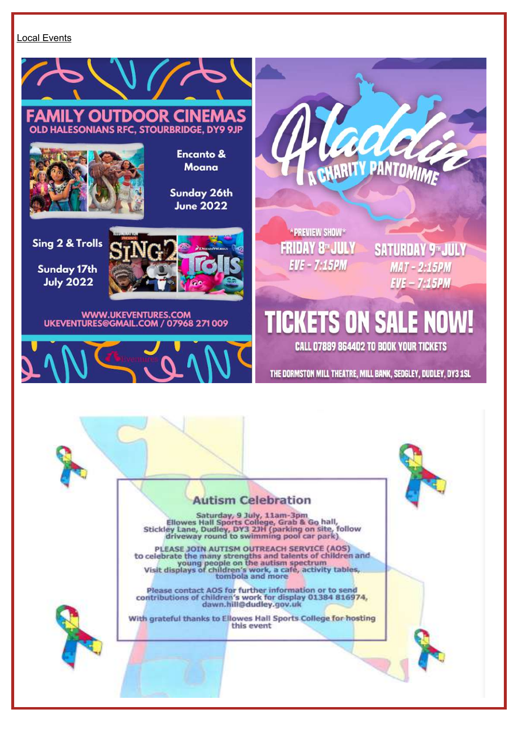Local Events

## FAMILY OUTDOOR CINEMAS

OLD HALESONIANS RFC, STOURBRIDGE, DY9 9JP

Encanto & Moana

Sunday 26th June 2022

Sing 2 & Trolls

Sunday 17th July 2022

WWW.UKEVENTURES.COM
UKEVENTURES@GMAIL.COM / 07968 271 009

## Aladdin

A CHARITY PANTOMIME

*PREVIEW SHOW*
FRIDAY 8TH JULY
EVE - 7:15PM

SATURDAY 9TH JULY
MAT - 2:15PM
EVE – 7:15PM

TICKETS ON SALE NOW!

CALL 07889 864402 TO BOOK YOUR TICKETS

THE DORMSTON MILL THEATRE, MILL BANK, SEDGLEY, DUDLEY, DY3 1SL

## Autism Celebration

Saturday, 9 July, 11am-3pm
Ellowes Hall Sports College, Grab & Go hall,
Stickley Lane, Dudley, DY3 2JH (parking on site, follow driveway round to swimming pool car park)

PLEASE JOIN AUTISM OUTREACH SERVICE (AOS)
to celebrate the many strengths and talents of children and young people on the autism spectrum
Visit displays of children's work, a cafe, activity tables, tombola and more

Please contact AOS for further information or to send contributions of children's work for display 01384 816974, dawn.hill@dudley.gov.uk

With grateful thanks to Ellowes Hall Sports College for hosting this event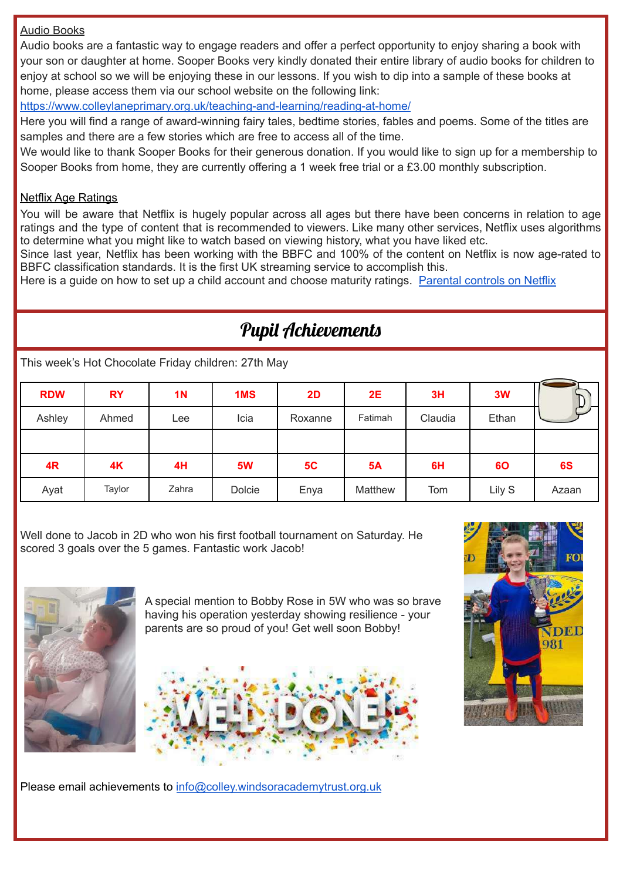## Audio Books

Audio books are a fantastic way to engage readers and offer a perfect opportunity to enjoy sharing a book with your son or daughter at home. Sooper Books very kindly donated their entire library of audio books for children to enjoy at school so we will be enjoying these in our lessons. If you wish to dip into a sample of these books at home, please access them via our school website on the following link:

https://www.colleylaneprimary.org.uk/teaching-and-learning/reading-at-home/

Here you will find a range of award-winning fairy tales, bedtime stories, fables and poems. Some of the titles are samples and there are a few stories which are free to access all of the time.

We would like to thank Sooper Books for their generous donation. If you would like to sign up for a membership to Sooper Books from home, they are currently offering a 1 week free trial or a £3.00 monthly subscription.

## Netflix Age Ratings

You will be aware that Netflix is hugely popular across all ages but there have been concerns in relation to age ratings and the type of content that is recommended to viewers. Like many other services, Netflix uses algorithms to determine what you might like to watch based on viewing history, what you have liked etc.

Since last year, Netflix has been working with the BBFC and 100% of the content on Netflix is now age-rated to BBFC classification standards. It is the first UK streaming service to accomplish this.

Here is a guide on how to set up a child account and choose maturity ratings. Parental controls on Netflix

# Pupil Achievements

This week's Hot Chocolate Friday children: 27th May

| RDW | RY | 1N | 1MS | 2D | 2E | 3H | 3W | |
|---|---|---|---|---|---|---|---|---|
| Ashley | Ahmed | Lee | Icia | Roxanne | Fatimah | Claudia | Ethan | |
| | | | | | | | | |
| **4R** | **4K** | **4H** | **5W** | **5C** | **5A** | **6H** | **6O** | **6S** |
| Ayat | Taylor | Zahra | Dolcie | Enya | Matthew | Tom | Lily S | Azaan |

Well done to Jacob in 2D who won his first football tournament on Saturday. He scored 3 goals over the 5 games. Fantastic work Jacob!

A special mention to Bobby Rose in 5W who was so brave having his operation yesterday showing resilience - your parents are so proud of you! Get well soon Bobby!

Please email achievements to info@colley.windsoracademytrust.org.uk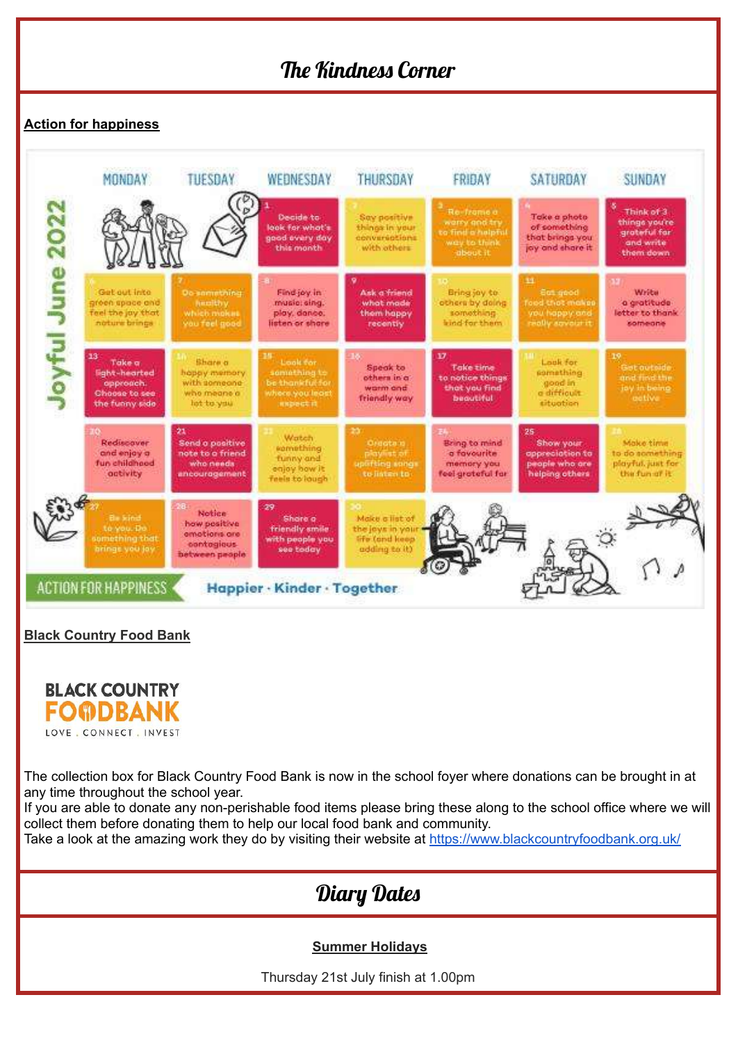# The Kindness Corner

**Action for happiness**

**Joyful June 2022**

| MONDAY | TUESDAY | WEDNESDAY | THURSDAY | FRIDAY | SATURDAY | SUNDAY |
|---|---|---|---|---|---|---|
| | | 1 Decide to look for what's good every day this month | 2 Say positive things in your conversations with others | 3 Re-frame a worry and try to find a helpful way to think about it | 4 Take a photo of something that brings you joy and share it | 5 Think of 3 things you're grateful for and write them down |
| 6 Get out into green space and feel the joy that nature brings | 7 Do something healthy which makes you feel good | 8 Find joy in music: sing, play, dance, listen or share | 9 Ask a friend what made them happy recently | 10 Bring joy to others by doing something kind for them | 11 Eat good food that makes you happy and really savour it | 12 Write a gratitude letter to thank someone |
| 13 Take a light-hearted approach. Choose to see the funny side | 14 Share a happy memory with someone who means a lot to you | 15 Look for something to be thankful for where you least expect it | 16 Speak to others in a warm and friendly way | 17 Take time to notice things that you find beautiful | 18 Look for something good in a difficult situation | 19 Get outside and find the joy in being active |
| 20 Rediscover and enjoy a fun childhood activity | 21 Send a positive note to a friend who needs encouragement | 22 Watch something funny and enjoy how it feels to laugh | 23 Create a playlist of uplifting songs to listen to | 24 Bring to mind a favourite memory you feel grateful for | 25 Show your appreciation to people who are helping others | 26 Make time to do something playful, just for the fun of it |
| 27 Be kind to you. Do something that brings you joy | 28 Notice how positive emotions are contagious between people | 29 Share a friendly smile with people you see today | 30 Make a list of the joys in your life (and keep adding to it) | | | |

ACTION FOR HAPPINESS — Happier · Kinder · Together

**Black Country Food Bank**

BLACK COUNTRY FOODBANK
LOVE . CONNECT . INVEST

The collection box for Black Country Food Bank is now in the school foyer where donations can be brought in at any time throughout the school year.
If you are able to donate any non-perishable food items please bring these along to the school office where we will collect them before donating them to help our local food bank and community.
Take a look at the amazing work they do by visiting their website at https://www.blackcountryfoodbank.org.uk/

# Diary Dates

**Summer Holidays**

Thursday 21st July finish at 1.00pm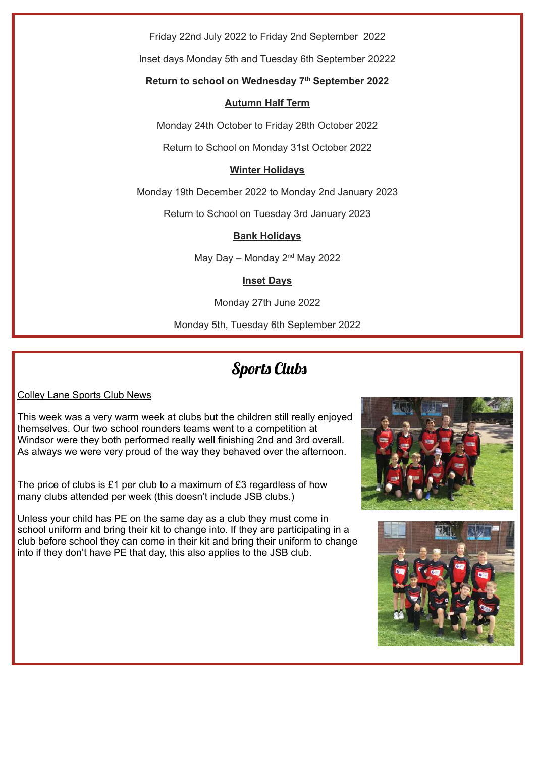Friday 22nd July 2022 to Friday 2nd September 2022

Inset days Monday 5th and Tuesday 6th September 20222

**Return to school on Wednesday 7th September 2022**

**Autumn Half Term**

Monday 24th October to Friday 28th October 2022

Return to School on Monday 31st October 2022

**Winter Holidays**

Monday 19th December 2022 to Monday 2nd January 2023

Return to School on Tuesday 3rd January 2023

**Bank Holidays**

May Day – Monday 2nd May 2022

**Inset Days**

Monday 27th June 2022

Monday 5th, Tuesday 6th September 2022

# Sports Clubs

Colley Lane Sports Club News

This week was a very warm week at clubs but the children still really enjoyed themselves. Our two school rounders teams went to a competition at Windsor were they both performed really well finishing 2nd and 3rd overall. As always we were very proud of the way they behaved over the afternoon.

The price of clubs is £1 per club to a maximum of £3 regardless of how many clubs attended per week (this doesn't include JSB clubs.)

Unless your child has PE on the same day as a club they must come in school uniform and bring their kit to change into. If they are participating in a club before school they can come in their kit and bring their uniform to change into if they don't have PE that day, this also applies to the JSB club.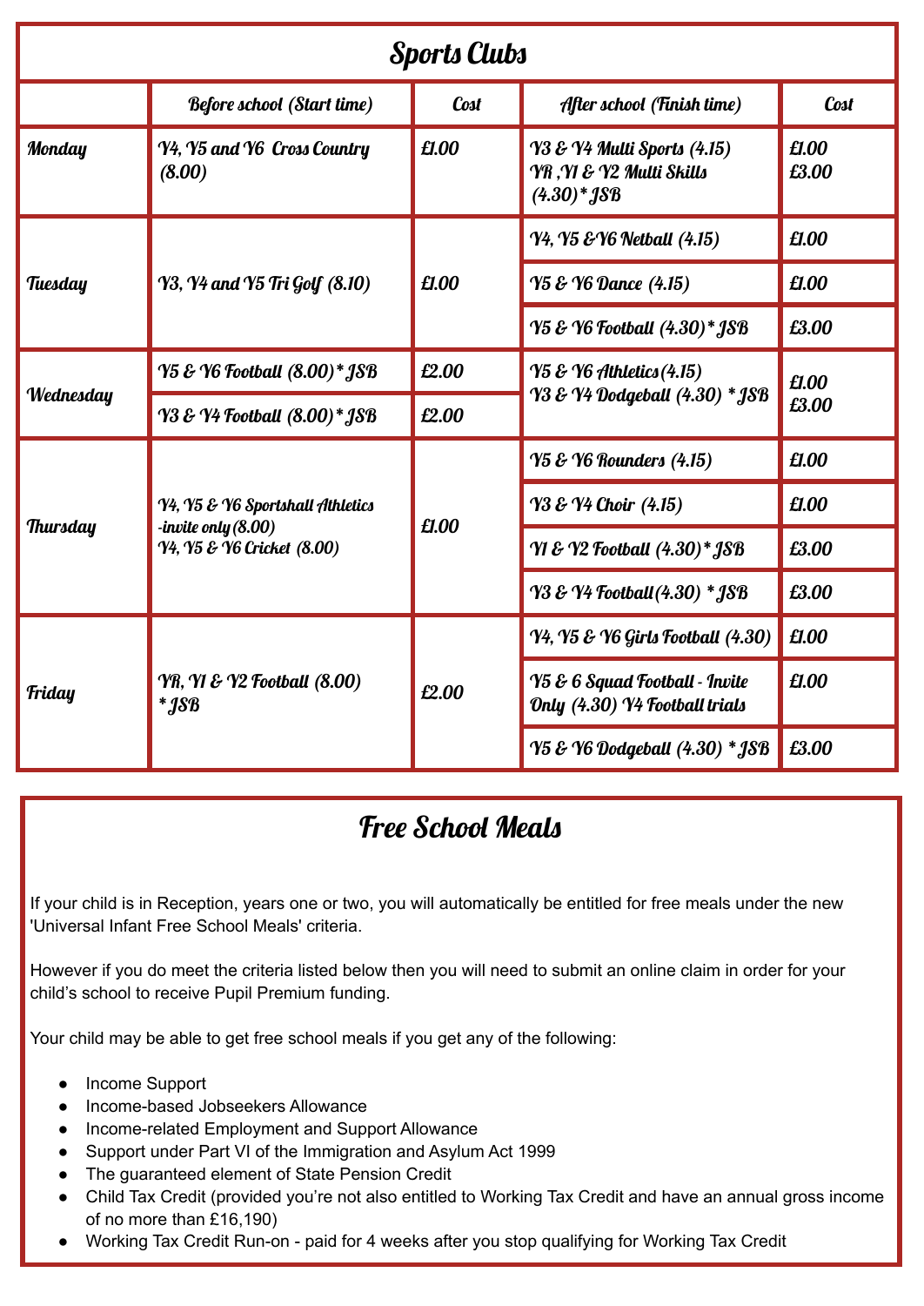## Sports Clubs

| | Before school (Start time) | Cost | After school (Finish time) | Cost |
|---|---|---|---|---|
| **Monday** | Y4, Y5 and Y6 Cross Country (8.00) | £1.00 | Y3 & Y4 Multi Sports (4.15)<br>YR ,Y1 & Y2 Multi Skills (4.30)* JSB | £1.00<br>£3.00 |
| **Tuesday** | Y3, Y4 and Y5 Tri Golf (8.10) | £1.00 | Y4, Y5 &Y6 Netball (4.15) | £1.00 |
| | | | Y5 & Y6 Dance (4.15) | £1.00 |
| | | | Y5 & Y6 Football (4.30)* JSB | £3.00 |
| **Wednesday** | Y5 & Y6 Football (8.00)* JSB | £2.00 | Y5 & Y6 Athletics(4.15)<br>Y3 & Y4 Dodgeball (4.30) * JSB | £1.00<br>£3.00 |
| | Y3 & Y4 Football (8.00)* JSB | £2.00 | | |
| **Thursday** | Y4, Y5 & Y6 Sportshall Athletics -invite only (8.00)<br>Y4, Y5 & Y6 Cricket (8.00) | £1.00 | Y5 & Y6 Rounders (4.15) | £1.00 |
| | | | Y3 & Y4 Choir (4.15) | £1.00 |
| | | | Y1 & Y2 Football (4.30)* JSB | £3.00 |
| | | | Y3 & Y4 Football(4.30) * JSB | £3.00 |
| **Friday** | YR, Y1 & Y2 Football (8.00) * JSB | £2.00 | Y4, Y5 & Y6 Girls Football (4.30) | £1.00 |
| | | | Y5 & 6 Squad Football - Invite Only (4.30) Y4 Football trials | £1.00 |
| | | | Y5 & Y6 Dodgeball (4.30) * JSB | £3.00 |

## Free School Meals

If your child is in Reception, years one or two, you will automatically be entitled for free meals under the new 'Universal Infant Free School Meals' criteria.

However if you do meet the criteria listed below then you will need to submit an online claim in order for your child's school to receive Pupil Premium funding.

Your child may be able to get free school meals if you get any of the following:

- Income Support
- Income-based Jobseekers Allowance
- Income-related Employment and Support Allowance
- Support under Part VI of the Immigration and Asylum Act 1999
- The guaranteed element of State Pension Credit
- Child Tax Credit (provided you're not also entitled to Working Tax Credit and have an annual gross income of no more than £16,190)
- Working Tax Credit Run-on - paid for 4 weeks after you stop qualifying for Working Tax Credit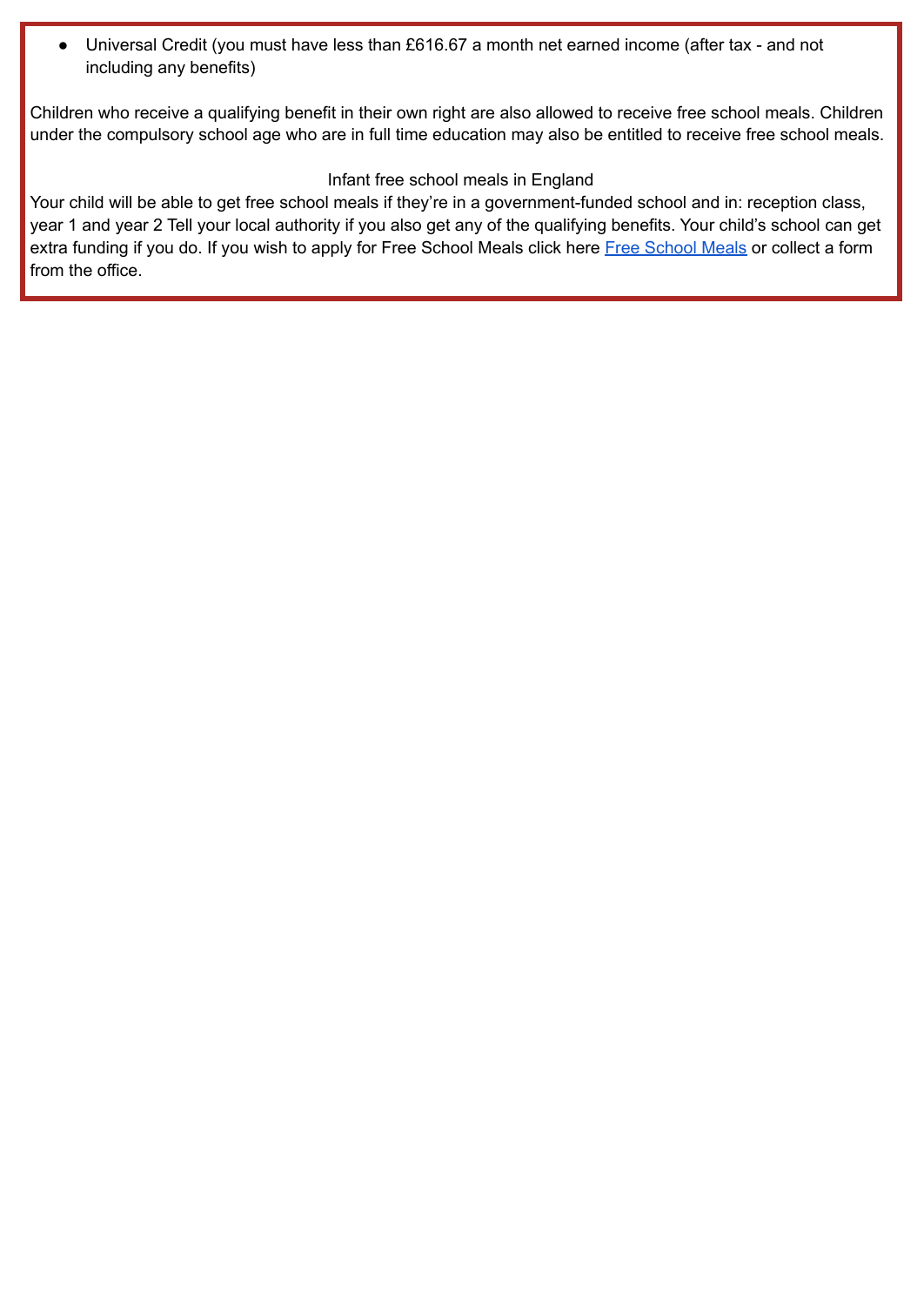- Universal Credit (you must have less than £616.67 a month net earned income (after tax - and not including any benefits)

Children who receive a qualifying benefit in their own right are also allowed to receive free school meals. Children under the compulsory school age who are in full time education may also be entitled to receive free school meals.

Infant free school meals in England

Your child will be able to get free school meals if they're in a government-funded school and in: reception class, year 1 and year 2 Tell your local authority if you also get any of the qualifying benefits. Your child's school can get extra funding if you do. If you wish to apply for Free School Meals click here Free School Meals or collect a form from the office.